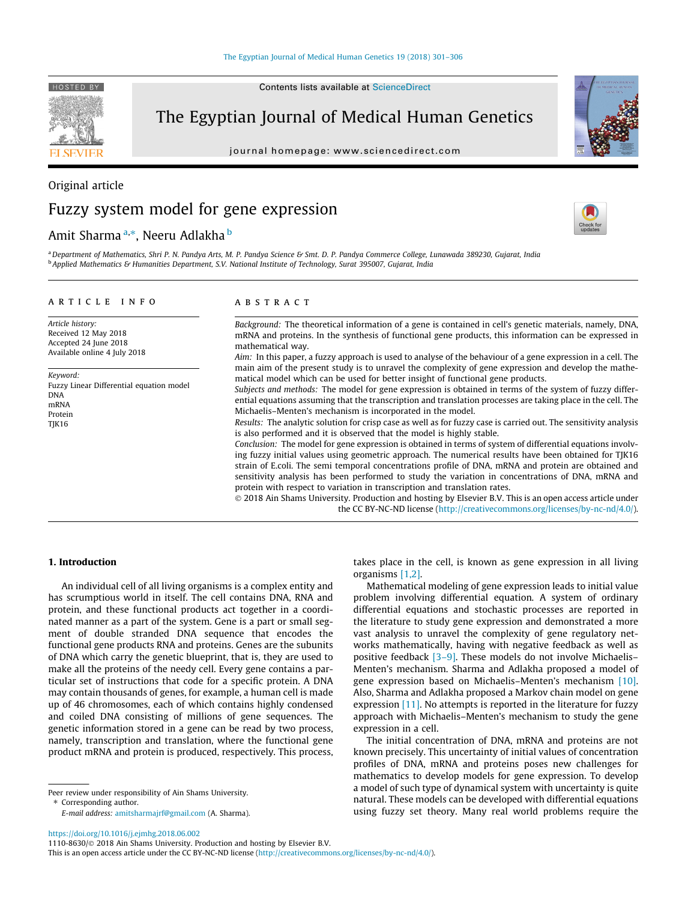Original article

# Fuzzy system model for gene expression

Amit Sharma [a,*], Neeru Adlakha [b]

[a] Department of Mathematics, Shri P. N. Pandya Arts, M. P. Pandya Science & Smt. D. P. Pandya Commerce College, Lunawada 389230, Gujarat, India
[b] Applied Mathematics & Humanities Department, S.V. National Institute of Technology, Surat 395007, Gujarat, India

## ARTICLE INFO

*Article history:*
Received 12 May 2018
Accepted 24 June 2018
Available online 4 July 2018

*Keyword:*
Fuzzy Linear Differential equation model
DNA
mRNA
Protein
TJK16

## ABSTRACT

*Background:* The theoretical information of a gene is contained in cell's genetic materials, namely, DNA, mRNA and proteins. In the synthesis of functional gene products, this information can be expressed in mathematical way.

*Aim:* In this paper, a fuzzy approach is used to analyse of the behaviour of a gene expression in a cell. The main aim of the present study is to unravel the complexity of gene expression and develop the mathematical model which can be used for better insight of functional gene products.

*Subjects and methods:* The model for gene expression is obtained in terms of the system of fuzzy differential equations assuming that the transcription and translation processes are taking place in the cell. The Michaelis–Menten's mechanism is incorporated in the model.

*Results:* The analytic solution for crisp case as well as for fuzzy case is carried out. The sensitivity analysis is also performed and it is observed that the model is highly stable.

*Conclusion:* The model for gene expression is obtained in terms of system of differential equations involving fuzzy initial values using geometric approach. The numerical results have been obtained for TJK16 strain of E.coli. The semi temporal concentrations profile of DNA, mRNA and protein are obtained and sensitivity analysis has been performed to study the variation in concentrations of DNA, mRNA and protein with respect to variation in transcription and translation rates.

© 2018 Ain Shams University. Production and hosting by Elsevier B.V. This is an open access article under the CC BY-NC-ND license (http://creativecommons.org/licenses/by-nc-nd/4.0/).

## 1. Introduction

An individual cell of all living organisms is a complex entity and has scrumptious world in itself. The cell contains DNA, RNA and protein, and these functional products act together in a coordinated manner as a part of the system. Gene is a part or small segment of double stranded DNA sequence that encodes the functional gene products RNA and proteins. Genes are the subunits of DNA which carry the genetic blueprint, that is, they are used to make all the proteins of the needy cell. Every gene contains a particular set of instructions that code for a specific protein. A DNA may contain thousands of genes, for example, a human cell is made up of 46 chromosomes, each of which contains highly condensed and coiled DNA consisting of millions of gene sequences. The genetic information stored in a gene can be read by two process, namely, transcription and translation, where the functional gene product mRNA and protein is produced, respectively. This process, takes place in the cell, is known as gene expression in all living organisms [1,2].

Mathematical modeling of gene expression leads to initial value problem involving differential equation. A system of ordinary differential equations and stochastic processes are reported in the literature to study gene expression and demonstrated a more vast analysis to unravel the complexity of gene regulatory networks mathematically, having with negative feedback as well as positive feedback [3–9]. These models do not involve Michaelis–Menten's mechanism. Sharma and Adlakha proposed a model of gene expression based on Michaelis–Menten's mechanism [10]. Also, Sharma and Adlakha proposed a Markov chain model on gene expression [11]. No attempts is reported in the literature for fuzzy approach with Michaelis–Menten's mechanism to study the gene expression in a cell.

The initial concentration of DNA, mRNA and proteins are not known precisely. This uncertainty of initial values of concentration profiles of DNA, mRNA and proteins poses new challenges for mathematics to develop models for gene expression. To develop a model of such type of dynamical system with uncertainty is quite natural. These models can be developed with differential equations using fuzzy set theory. Many real world problems require the

Peer review under responsibility of Ain Shams University.
* Corresponding author.
E-mail address: amitsharmajrf@gmail.com (A. Sharma).

https://doi.org/10.1016/j.ejmhg.2018.06.002
1110-8630/© 2018 Ain Shams University. Production and hosting by Elsevier B.V.
This is an open access article under the CC BY-NC-ND license (http://creativecommons.org/licenses/by-nc-nd/4.0/).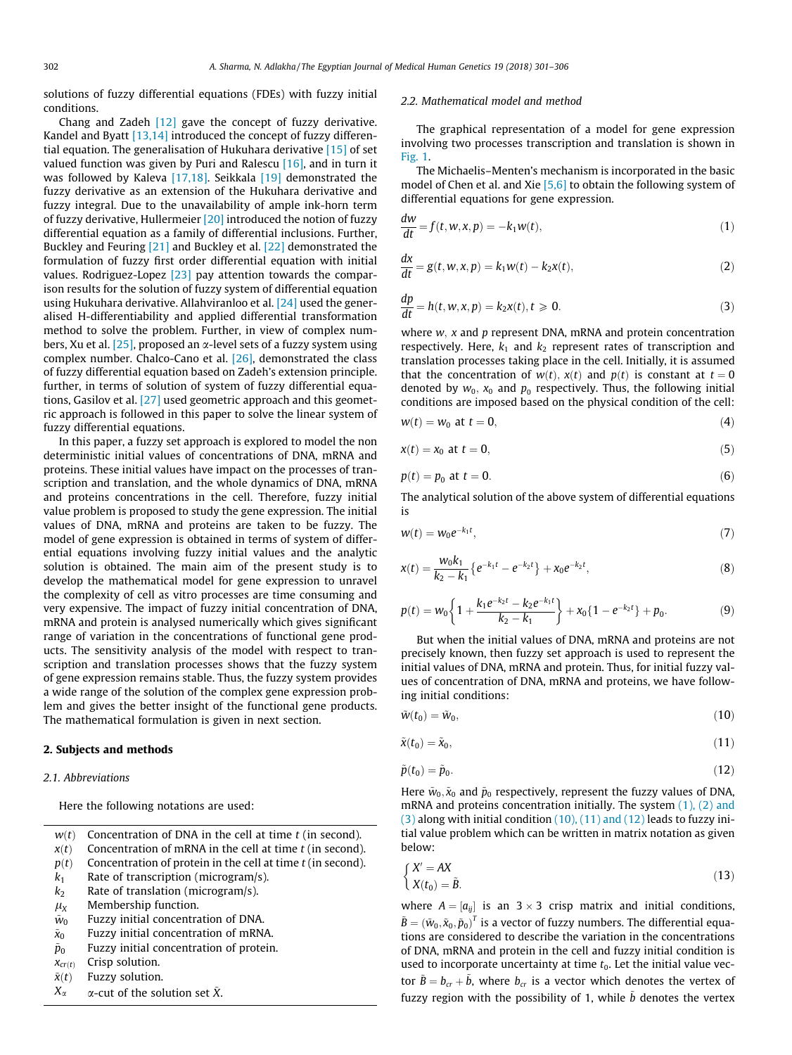solutions of fuzzy differential equations (FDEs) with fuzzy initial conditions.

Chang and Zadeh [12] gave the concept of fuzzy derivative. Kandel and Byatt [13,14] introduced the concept of fuzzy differential equation. The generalisation of Hukuhara derivative [15] of set valued function was given by Puri and Ralescu [16], and in turn it was followed by Kaleva [17,18]. Seikkala [19] demonstrated the fuzzy derivative as an extension of the Hukuhara derivative and fuzzy integral. Due to the unavailability of ample ink-horn term of fuzzy derivative, Hullermeier [20] introduced the notion of fuzzy differential equation as a family of differential inclusions. Further, Buckley and Feuring [21] and Buckley et al. [22] demonstrated the formulation of fuzzy first order differential equation with initial values. Rodriguez-Lopez [23] pay attention towards the comparison results for the solution of fuzzy system of differential equation using Hukuhara derivative. Allahviranloo et al. [24] used the generalised H-differentiability and applied differential transformation method to solve the problem. Further, in view of complex numbers, Xu et al. [25], proposed an α-level sets of a fuzzy system using complex number. Chalco-Cano et al. [26], demonstrated the class of fuzzy differential equation based on Zadeh's extension principle. further, in terms of solution of system of fuzzy differential equations, Gasilov et al. [27] used geometric approach and this geometric approach is followed in this paper to solve the linear system of fuzzy differential equations.

In this paper, a fuzzy set approach is explored to model the non deterministic initial values of concentrations of DNA, mRNA and proteins. These initial values have impact on the processes of transcription and translation, and the whole dynamics of DNA, mRNA and proteins concentrations in the cell. Therefore, fuzzy initial value problem is proposed to study the gene expression. The initial values of DNA, mRNA and proteins are taken to be fuzzy. The model of gene expression is obtained in terms of system of differential equations involving fuzzy initial values and the analytic solution is obtained. The main aim of the present study is to develop the mathematical model for gene expression to unravel the complexity of cell as vitro processes are time consuming and very expensive. The impact of fuzzy initial concentration of DNA, mRNA and protein is analysed numerically which gives significant range of variation in the concentrations of functional gene products. The sensitivity analysis of the model with respect to transcription and translation processes shows that the fuzzy system of gene expression remains stable. Thus, the fuzzy system provides a wide range of the solution of the complex gene expression problem and gives the better insight of the functional gene products. The mathematical formulation is given in next section.

## 2. Subjects and methods

### 2.1. Abbreviations

Here the following notations are used:

| | |
|---|---|
| $w(t)$ | Concentration of DNA in the cell at time $t$ (in second). |
| $x(t)$ | Concentration of mRNA in the cell at time $t$ (in second). |
| $p(t)$ | Concentration of protein in the cell at time $t$ (in second). |
| $k_1$ | Rate of transcription (microgram/s). |
| $k_2$ | Rate of translation (microgram/s). |
| $\mu_X$ | Membership function. |
| $\tilde{w}_0$ | Fuzzy initial concentration of DNA. |
| $\tilde{x}_0$ | Fuzzy initial concentration of mRNA. |
| $\tilde{p}_0$ | Fuzzy initial concentration of protein. |
| $x_{cr(t)}$ | Crisp solution. |
| $\tilde{x}(t)$ | Fuzzy solution. |
| $X_\alpha$ | α-cut of the solution set $\tilde{X}$. |

### 2.2. Mathematical model and method

The graphical representation of a model for gene expression involving two processes transcription and translation is shown in Fig. 1.

The Michaelis–Menten's mechanism is incorporated in the basic model of Chen et al. and Xie [5,6] to obtain the following system of differential equations for gene expression.

$$\frac{dw}{dt} = f(t, w, x, p) = -k_1 w(t), \tag{1}$$

$$\frac{dx}{dt} = g(t, w, x, p) = k_1 w(t) - k_2 x(t), \tag{2}$$

$$\frac{dp}{dt} = h(t, w, x, p) = k_2 x(t), t \geqslant 0. \tag{3}$$

where $w$, $x$ and $p$ represent DNA, mRNA and protein concentration respectively. Here, $k_1$ and $k_2$ represent rates of transcription and translation processes taking place in the cell. Initially, it is assumed that the concentration of $w(t)$, $x(t)$ and $p(t)$ is constant at $t = 0$ denoted by $w_0$, $x_0$ and $p_0$ respectively. Thus, the following initial conditions are imposed based on the physical condition of the cell:

$$w(t) = w_0 \text{ at } t = 0, \tag{4}$$

$$x(t) = x_0 \text{ at } t = 0, \tag{5}$$

$$p(t) = p_0 \text{ at } t = 0. \tag{6}$$

The analytical solution of the above system of differential equations is

$$w(t) = w_0 e^{-k_1 t}, \tag{7}$$

$$x(t) = \frac{w_0 k_1}{k_2 - k_1}\{e^{-k_1 t} - e^{-k_2 t}\} + x_0 e^{-k_2 t}, \tag{8}$$

$$p(t) = w_0\left\{1 + \frac{k_1 e^{-k_2 t} - k_2 e^{-k_1 t}}{k_2 - k_1}\right\} + x_0\{1 - e^{-k_2 t}\} + p_0. \tag{9}$$

But when the initial values of DNA, mRNA and proteins are not precisely known, then fuzzy set approach is used to represent the initial values of DNA, mRNA and protein. Thus, for initial fuzzy values of concentration of DNA, mRNA and proteins, we have following initial conditions:

$$\tilde{w}(t_0) = \tilde{w}_0, \tag{10}$$

$$\tilde{x}(t_0) = \tilde{x}_0, \tag{11}$$

$$\tilde{p}(t_0) = \tilde{p}_0. \tag{12}$$

Here $\tilde{w}_0, \tilde{x}_0$ and $\tilde{p}_0$ respectively, represent the fuzzy values of DNA, mRNA and proteins concentration initially. The system (1), (2) and (3) along with initial condition (10), (11) and (12) leads to fuzzy initial value problem which can be written in matrix notation as given below:

$$\begin{cases} X' = AX \\ X(t_0) = \tilde{B}. \end{cases} \tag{13}$$

where $A = [a_{ij}]$ is an $3 \times 3$ crisp matrix and initial conditions, $\tilde{B} = (\tilde{w}_0, \tilde{x}_0, \tilde{p}_0)^T$ is a vector of fuzzy numbers. The differential equations are considered to describe the variation in the concentrations of DNA, mRNA and protein in the cell and fuzzy initial condition is used to incorporate uncertainty at time $t_0$. Let the initial value vector $\tilde{B} = b_{cr} + \tilde{b}$, where $b_{cr}$ is a vector which denotes the vertex of fuzzy region with the possibility of 1, while $\tilde{b}$ denotes the vertex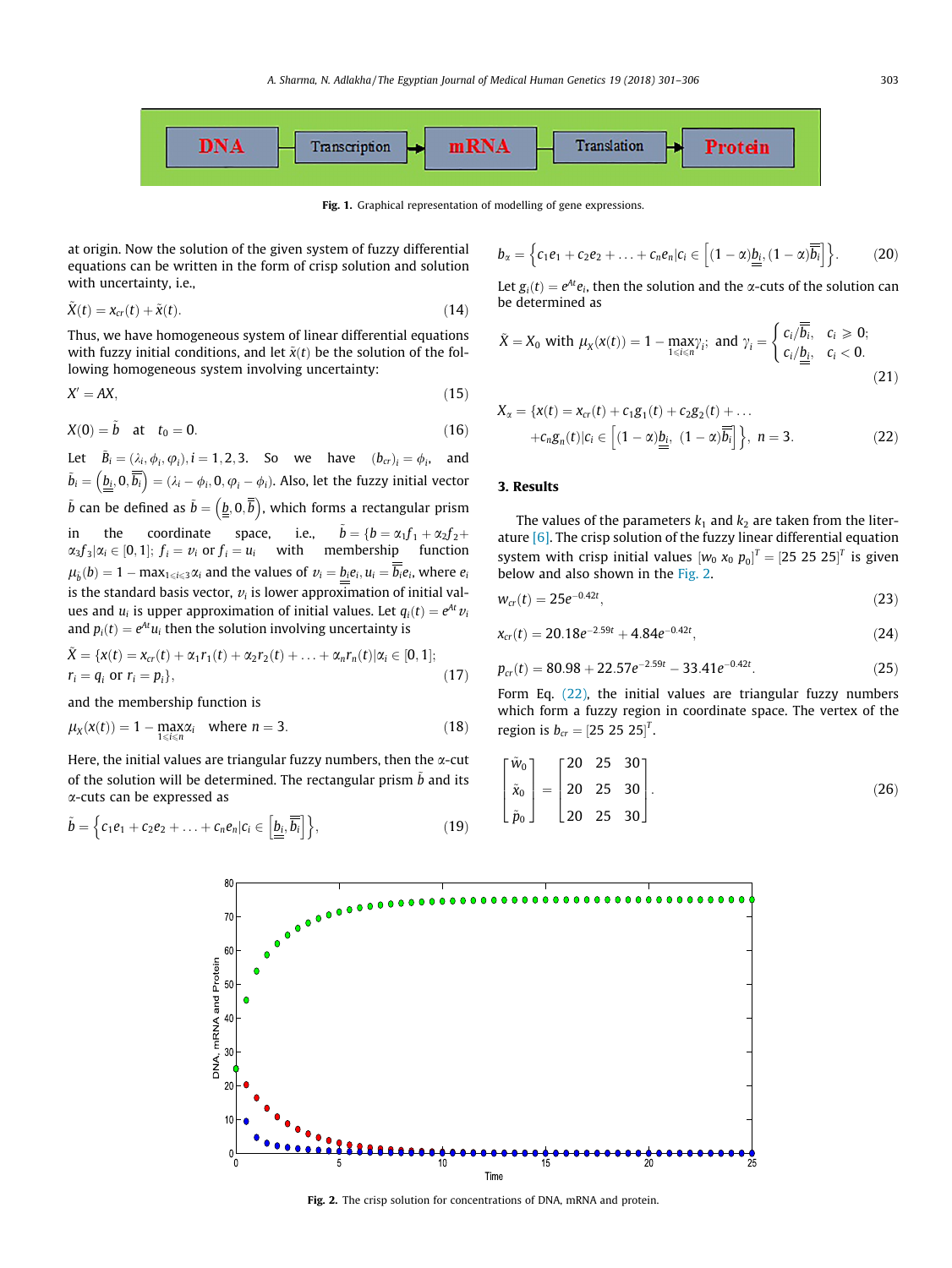Fig. 1. Graphical representation of modelling of gene expressions.

at origin. Now the solution of the given system of fuzzy differential equations can be written in the form of crisp solution and solution with uncertainty, i.e.,

$$\tilde{X}(t) = x_{cr}(t) + \tilde{x}(t). \tag{14}$$

Thus, we have homogeneous system of linear differential equations with fuzzy initial conditions, and let $\tilde{x}(t)$ be the solution of the following homogeneous system involving uncertainty:

$$X' = AX, \tag{15}$$

$$X(0) = \tilde{b} \quad \text{at} \quad t_0 = 0. \tag{16}$$

Let $\tilde{B}_i = (\lambda_i, \phi_i, \varphi_i), i = 1, 2, 3.$ So we have $(b_{cr})_i = \phi_i$, and $\tilde{b}_i = \left(\underline{\underline{b_i}}, 0, \overline{\overline{b_i}}\right) = (\lambda_i - \phi_i, 0, \varphi_i - \phi_i)$. Also, let the fuzzy initial vector $\tilde{b}$ can be defined as $\tilde{b} = \left(\underline{\underline{b}}, 0, \overline{\overline{b}}\right)$, which forms a rectangular prism in the coordinate space, i.e., $\tilde{b} = \{b = \alpha_1 f_1 + \alpha_2 f_2 + \alpha_3 f_3 | \alpha_i \in [0, 1];\ f_i = v_i \text{ or } f_i = u_i$ with membership function $\mu_b(b) = 1 - \max_{1 \leqslant i \leqslant 3} \alpha_i$ and the values of $v_i = \underline{\underline{b_i}} e_i, u_i = \overline{\overline{b_i}} e_i$, where $e_i$ is the standard basis vector, $v_i$ is lower approximation of initial values and $u_i$ is upper approximation of initial values. Let $q_i(t) = e^{At} v_i$ and $p_i(t) = e^{At} u_i$ then the solution involving uncertainty is

$$\tilde{X} = \{x(t) = x_{cr}(t) + \alpha_1 r_1(t) + \alpha_2 r_2(t) + \ldots + \alpha_n r_n(t) | \alpha_i \in [0, 1]; \\ r_i = q_i \text{ or } r_i = p_i\}, \tag{17}$$

and the membership function is

$$\mu_X(x(t)) = 1 - \max_{1 \leqslant i \leqslant n} \alpha_i \quad \text{where } n = 3. \tag{18}$$

Here, the initial values are triangular fuzzy numbers, then the $\alpha$-cut of the solution will be determined. The rectangular prism $\tilde{b}$ and its $\alpha$-cuts can be expressed as

$$\tilde{b} = \left\{c_1 e_1 + c_2 e_2 + \ldots + c_n e_n | c_i \in \left[\underline{\underline{b_i}}, \overline{\overline{b_i}}\right]\right\}, \tag{19}$$

$$b_\alpha = \left\{c_1 e_1 + c_2 e_2 + \ldots + c_n e_n | c_i \in \left[(1-\alpha)\underline{\underline{b_i}}, (1-\alpha)\overline{\overline{b_i}}\right]\right\}. \tag{20}$$

Let $g_i(t) = e^{At} e_i$, then the solution and the $\alpha$-cuts of the solution can be determined as

$$\tilde{X} = X_0 \text{ with } \mu_X(x(t)) = 1 - \max_{1 \leqslant i \leqslant n} \gamma_i; \text{ and } \gamma_i = \begin{cases} c_i / \overline{\overline{b_i}}, & c_i \geqslant 0; \\ c_i / \underline{\underline{b_i}}, & c_i < 0. \end{cases} \tag{21}$$

$$X_\alpha = \{x(t) = x_{cr}(t) + c_1 g_1(t) + c_2 g_2(t) + \ldots \\ + c_n g_n(t) | c_i \in \left[(1-\alpha)\underline{\underline{b_i}},\ (1-\alpha)\overline{\overline{b_i}}\right]\},\ n = 3. \tag{22}$$

## 3. Results

The values of the parameters $k_1$ and $k_2$ are taken from the literature [6]. The crisp solution of the fuzzy linear differential equation system with crisp initial values $[w_0\ x_0\ p_0]^T = [25\ 25\ 25]^T$ is given below and also shown in the Fig. 2.

$$w_{cr}(t) = 25e^{-0.42t}, \tag{23}$$

$$x_{cr}(t) = 20.18e^{-2.59t} + 4.84e^{-0.42t}, \tag{24}$$

$$p_{cr}(t) = 80.98 + 22.57e^{-2.59t} - 33.41e^{-0.42t}. \tag{25}$$

Form Eq. (22), the initial values are triangular fuzzy numbers which form a fuzzy region in coordinate space. The vertex of the region is $b_{cr} = [25\ 25\ 25]^T$.

$$\begin{bmatrix} \tilde{w}_0 \\ \tilde{x}_0 \\ \tilde{p}_0 \end{bmatrix} = \begin{bmatrix} 20 & 25 & 30 \\ 20 & 25 & 30 \\ 20 & 25 & 30 \end{bmatrix}. \tag{26}$$

Fig. 2. The crisp solution for concentrations of DNA, mRNA and protein.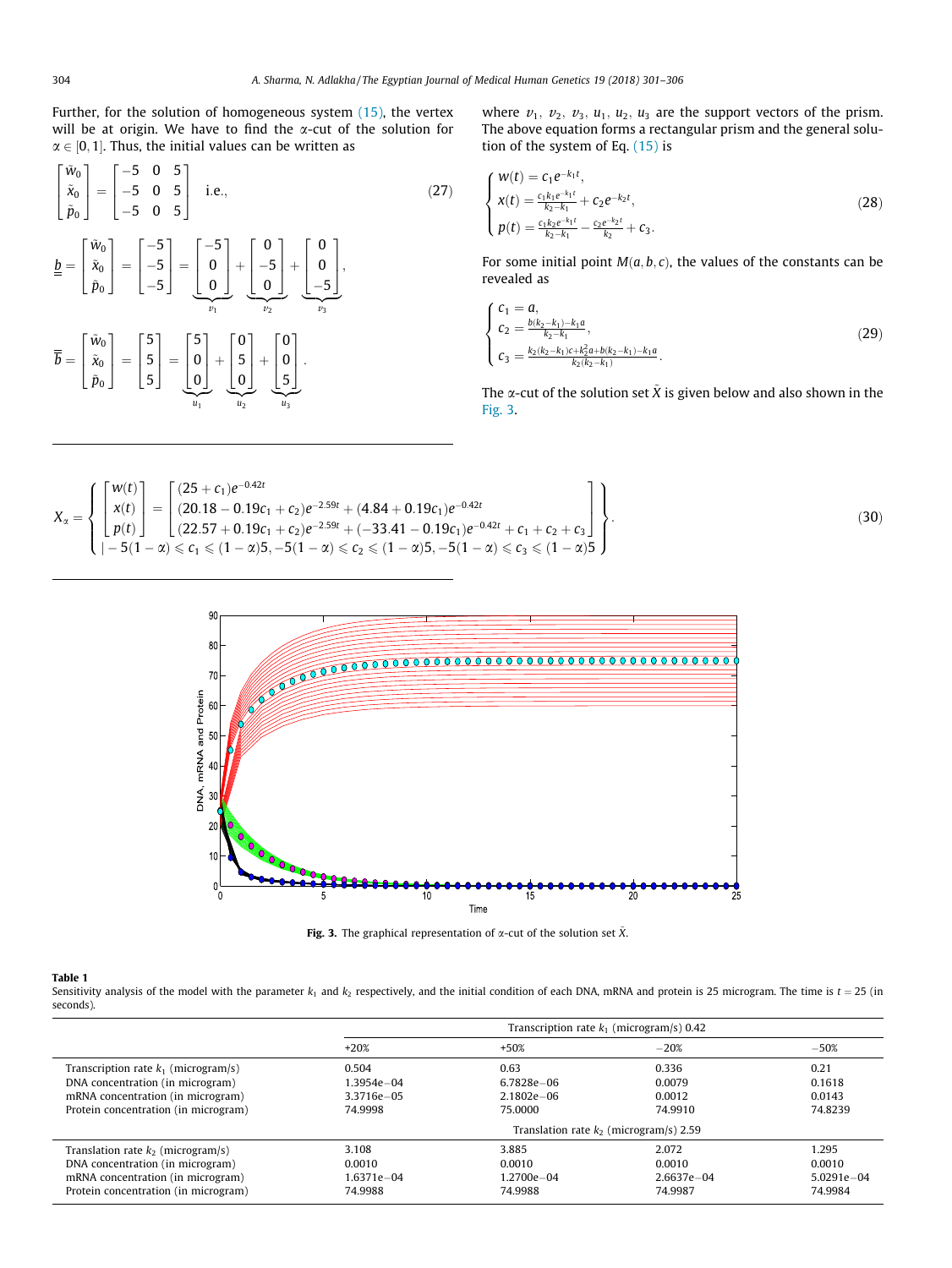Further, for the solution of homogeneous system (15), the vertex will be at origin. We have to find the $\alpha$-cut of the solution for $\alpha \in [0, 1]$. Thus, the initial values can be written as

$$\begin{bmatrix} \tilde{w}_0 \\ \tilde{x}_0 \\ \tilde{p}_0 \end{bmatrix} = \begin{bmatrix} -5 & 0 & 5 \\ -5 & 0 & 5 \\ -5 & 0 & 5 \end{bmatrix} \quad \text{i.e.,} \tag{27}$$

$$\underline{\underline{b}} = \begin{bmatrix} \tilde{w}_0 \\ \tilde{x}_0 \\ \tilde{p}_0 \end{bmatrix} = \begin{bmatrix} -5 \\ -5 \\ -5 \end{bmatrix} = \underbrace{\begin{bmatrix} -5 \\ 0 \\ 0 \end{bmatrix}}_{v_1} + \underbrace{\begin{bmatrix} 0 \\ -5 \\ 0 \end{bmatrix}}_{v_2} + \underbrace{\begin{bmatrix} 0 \\ 0 \\ -5 \end{bmatrix}}_{v_3},$$

$$\overline{\overline{b}} = \begin{bmatrix} \tilde{w}_0 \\ \tilde{x}_0 \\ \tilde{p}_0 \end{bmatrix} = \begin{bmatrix} 5 \\ 5 \\ 5 \end{bmatrix} = \underbrace{\begin{bmatrix} 5 \\ 0 \\ 0 \end{bmatrix}}_{u_1} + \underbrace{\begin{bmatrix} 0 \\ 5 \\ 0 \end{bmatrix}}_{u_2} + \underbrace{\begin{bmatrix} 0 \\ 0 \\ 5 \end{bmatrix}}_{u_3}.$$

where $v_1$, $v_2$, $v_3$, $u_1$, $u_2$, $u_3$ are the support vectors of the prism. The above equation forms a rectangular prism and the general solution of the system of Eq. (15) is

$$\begin{cases} w(t) = c_1 e^{-k_1 t}, \\ x(t) = \frac{c_1 k_1 e^{-k_1 t}}{k_2 - k_1} + c_2 e^{-k_2 t}, \\ p(t) = \frac{c_1 k_2 e^{-k_1 t}}{k_2 - k_1} - \frac{c_2 e^{-k_2 t}}{k_2} + c_3. \end{cases} \tag{28}$$

For some initial point $M(a, b, c)$, the values of the constants can be revealed as

$$\begin{cases} c_1 = a, \\ c_2 = \frac{b(k_2 - k_1) - k_1 a}{k_2 - k_1}, \\ c_3 = \frac{k_2(k_2 - k_1)c + k_2^2 a + b(k_2 - k_1) - k_1 a}{k_2(k_2 - k_1)}. \end{cases} \tag{29}$$

The $\alpha$-cut of the solution set $\tilde{X}$ is given below and also shown in the Fig. 3.

$$X_\alpha = \left\{ \begin{bmatrix} w(t) \\ x(t) \\ p(t) \end{bmatrix} = \begin{bmatrix} (25 + c_1)e^{-0.42t} \\ (20.18 - 0.19c_1 + c_2)e^{-2.59t} + (4.84 + 0.19c_1)e^{-0.42t} \\ (22.57 + 0.19c_1 + c_2)e^{-2.59t} + (-33.41 - 0.19c_1)e^{-0.42t} + c_1 + c_2 + c_3 \end{bmatrix} \middle| -5(1-\alpha) \leqslant c_1 \leqslant (1-\alpha)5, -5(1-\alpha) \leqslant c_2 \leqslant (1-\alpha)5, -5(1-\alpha) \leqslant c_3 \leqslant (1-\alpha)5 \right\}. \tag{30}$$

**Fig. 3.** The graphical representation of $\alpha$-cut of the solution set $\tilde{X}$.

**Table 1**
Sensitivity analysis of the model with the parameter $k_1$ and $k_2$ respectively, and the initial condition of each DNA, mRNA and protein is 25 microgram. The time is $t = 25$ (in seconds).

| | Transcription rate $k_1$ (microgram/s) 0.42 | | | |
|---|---|---|---|---|
| | +20% | +50% | −20% | −50% |
| Transcription rate $k_1$ (microgram/s) | 0.504 | 0.63 | 0.336 | 0.21 |
| DNA concentration (in microgram) | 1.3954e−04 | 6.7828e−06 | 0.0079 | 0.1618 |
| mRNA concentration (in microgram) | 3.3716e−05 | 2.1802e−06 | 0.0012 | 0.0143 |
| Protein concentration (in microgram) | 74.9998 | 75.0000 | 74.9910 | 74.8239 |
| | Translation rate $k_2$ (microgram/s) 2.59 | | | |
| Translation rate $k_2$ (microgram/s) | 3.108 | 3.885 | 2.072 | 1.295 |
| DNA concentration (in microgram) | 0.0010 | 0.0010 | 0.0010 | 0.0010 |
| mRNA concentration (in microgram) | 1.6371e−04 | 1.2700e−04 | 2.6637e−04 | 5.0291e−04 |
| Protein concentration (in microgram) | 74.9988 | 74.9988 | 74.9987 | 74.9984 |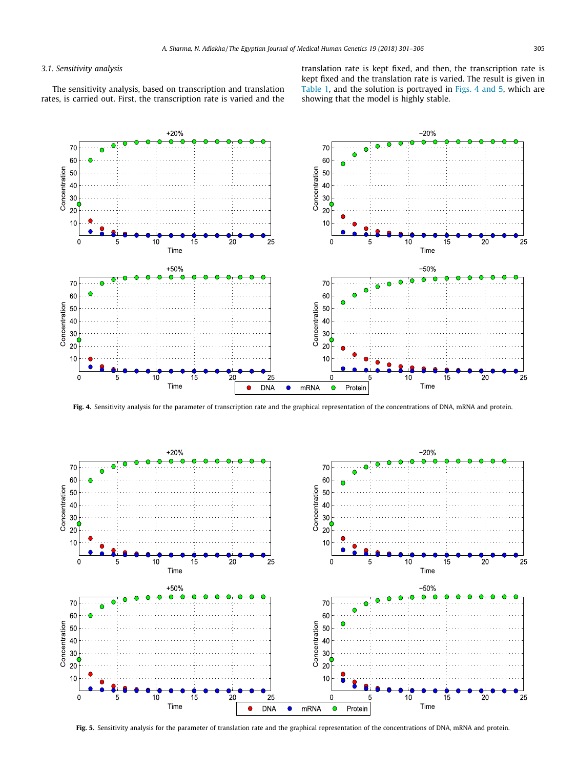### 3.1. Sensitivity analysis

The sensitivity analysis, based on transcription and translation rates, is carried out. First, the transcription rate is varied and the translation rate is kept fixed, and then, the transcription rate is kept fixed and the translation rate is varied. The result is given in Table 1, and the solution is portrayed in Figs. 4 and 5, which are showing that the model is highly stable.

**Fig. 4.** Sensitivity analysis for the parameter of transcription rate and the graphical representation of the concentrations of DNA, mRNA and protein.

**Fig. 5.** Sensitivity analysis for the parameter of translation rate and the graphical representation of the concentrations of DNA, mRNA and protein.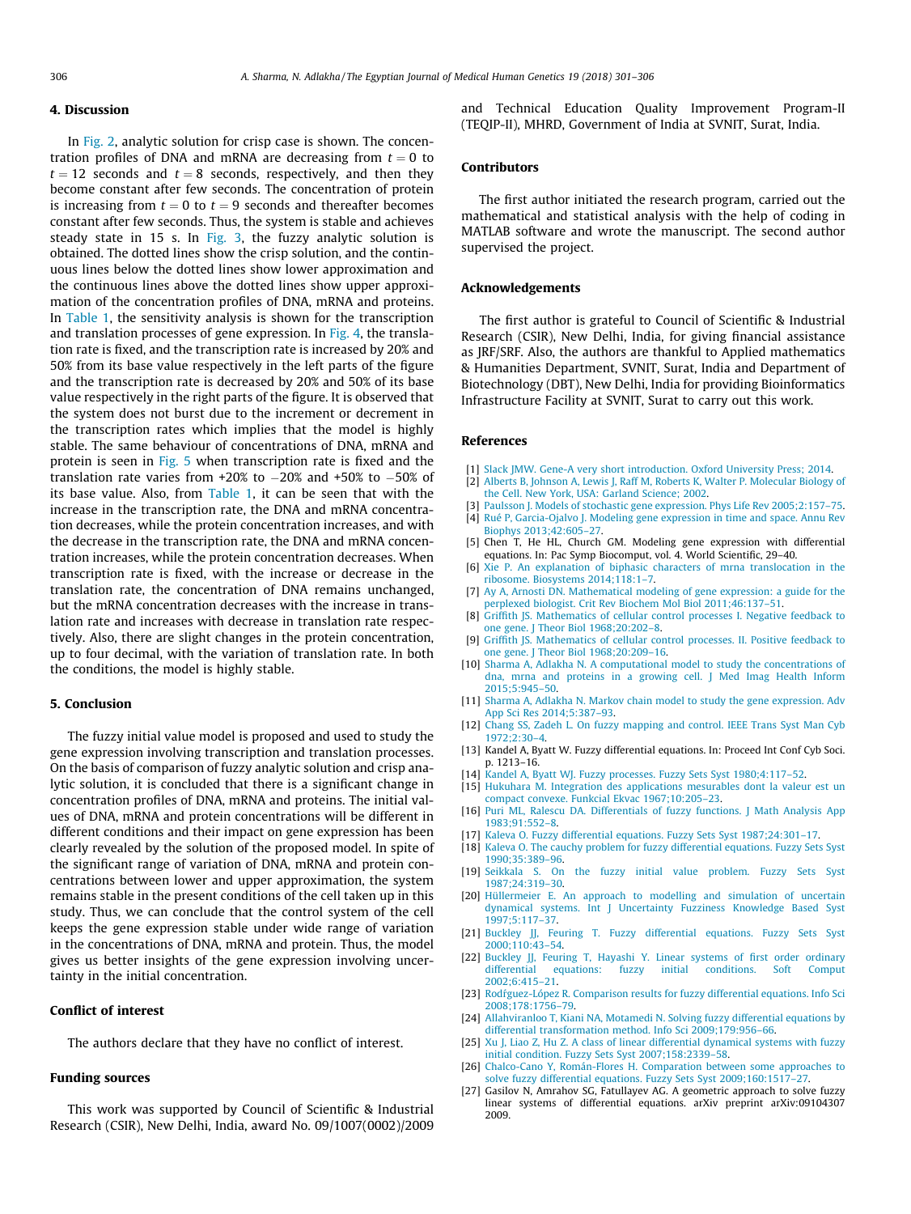## 4. Discussion

In Fig. 2, analytic solution for crisp case is shown. The concentration profiles of DNA and mRNA are decreasing from $t = 0$ to $t = 12$ seconds and $t = 8$ seconds, respectively, and then they become constant after few seconds. The concentration of protein is increasing from $t = 0$ to $t = 9$ seconds and thereafter becomes constant after few seconds. Thus, the system is stable and achieves steady state in 15 s. In Fig. 3, the fuzzy analytic solution is obtained. The dotted lines show the crisp solution, and the continuous lines below the dotted lines show lower approximation and the continuous lines above the dotted lines show upper approximation of the concentration profiles of DNA, mRNA and proteins. In Table 1, the sensitivity analysis is shown for the transcription and translation processes of gene expression. In Fig. 4, the translation rate is fixed, and the transcription rate is increased by 20% and 50% from its base value respectively in the left parts of the figure and the transcription rate is decreased by 20% and 50% of its base value respectively in the right parts of the figure. It is observed that the system does not burst due to the increment or decrement in the transcription rates which implies that the model is highly stable. The same behaviour of concentrations of DNA, mRNA and protein is seen in Fig. 5 when transcription rate is fixed and the translation rate varies from +20% to −20% and +50% to −50% of its base value. Also, from Table 1, it can be seen that with the increase in the transcription rate, the DNA and mRNA concentration decreases, while the protein concentration increases, and with the decrease in the transcription rate, the DNA and mRNA concentration increases, while the protein concentration decreases. When transcription rate is fixed, with the increase or decrease in the translation rate, the concentration of DNA remains unchanged, but the mRNA concentration decreases with the increase in translation rate and increases with decrease in translation rate respectively. Also, there are slight changes in the protein concentration, up to four decimal, with the variation of translation rate. In both the conditions, the model is highly stable.

## 5. Conclusion

The fuzzy initial value model is proposed and used to study the gene expression involving transcription and translation processes. On the basis of comparison of fuzzy analytic solution and crisp analytic solution, it is concluded that there is a significant change in concentration profiles of DNA, mRNA and proteins. The initial values of DNA, mRNA and protein concentrations will be different in different conditions and their impact on gene expression has been clearly revealed by the solution of the proposed model. In spite of the significant range of variation of DNA, mRNA and protein concentrations between lower and upper approximation, the system remains stable in the present conditions of the cell taken up in this study. Thus, we can conclude that the control system of the cell keeps the gene expression stable under wide range of variation in the concentrations of DNA, mRNA and protein. Thus, the model gives us better insights of the gene expression involving uncertainty in the initial concentration.

### Conflict of interest

The authors declare that they have no conflict of interest.

### Funding sources

This work was supported by Council of Scientific & Industrial Research (CSIR), New Delhi, India, award No. 09/1007(0002)/2009 and Technical Education Quality Improvement Program-II (TEQIP-II), MHRD, Government of India at SVNIT, Surat, India.

### Contributors

The first author initiated the research program, carried out the mathematical and statistical analysis with the help of coding in MATLAB software and wrote the manuscript. The second author supervised the project.

### Acknowledgements

The first author is grateful to Council of Scientific & Industrial Research (CSIR), New Delhi, India, for giving financial assistance as JRF/SRF. Also, the authors are thankful to Applied mathematics & Humanities Department, SVNIT, Surat, India and Department of Biotechnology (DBT), New Delhi, India for providing Bioinformatics Infrastructure Facility at SVNIT, Surat to carry out this work.

### References

[1] Slack JMW. Gene-A very short introduction. Oxford University Press; 2014.
[2] Alberts B, Johnson A, Lewis J, Raff M, Roberts K, Walter P. Molecular Biology of the Cell. New York, USA: Garland Science; 2002.
[3] Paulsson J. Models of stochastic gene expression. Phys Life Rev 2005;2:157–75.
[4] Rué P, Garcia-Ojalvo J. Modeling gene expression in time and space. Annu Rev Biophys 2013;42:605–27.
[5] Chen T, He HL, Church GM. Modeling gene expression with differential equations. In: Pac Symp Biocomput, vol. 4. World Scientific, 29–40.
[6] Xie P. An explanation of biphasic characters of mrna translocation in the ribosome. Biosystems 2014;118:1–7.
[7] Ay A, Arnosti DN. Mathematical modeling of gene expression: a guide for the perplexed biologist. Crit Rev Biochem Mol Biol 2011;46:137–51.
[8] Griffith JS. Mathematics of cellular control processes I. Negative feedback to one gene. J Theor Biol 1968;20:202–8.
[9] Griffith JS. Mathematics of cellular control processes. II. Positive feedback to one gene. J Theor Biol 1968;20:209–16.
[10] Sharma A, Adlakha N. A computational model to study the concentrations of dna, mrna and proteins in a growing cell. J Med Imag Health Inform 2015;5:945–50.
[11] Sharma A, Adlakha N. Markov chain model to study the gene expression. Adv App Sci Res 2014;5:387–93.
[12] Chang SS, Zadeh L. On fuzzy mapping and control. IEEE Trans Syst Man Cyb 1972;2:30–4.
[13] Kandel A, Byatt W. Fuzzy differential equations. In: Proceed Int Conf Cyb Soci. p. 1213–16.
[14] Kandel A, Byatt WJ. Fuzzy processes. Fuzzy Sets Syst 1980;4:117–52.
[15] Hukuhara M. Integration des applications mesurables dont la valeur est un compact convexe. Funkcial Ekvac 1967;10:205–23.
[16] Puri ML, Ralescu DA. Differentials of fuzzy functions. J Math Analysis App 1983;91:552–8.
[17] Kaleva O. Fuzzy differential equations. Fuzzy Sets Syst 1987;24:301–17.
[18] Kaleva O. The cauchy problem for fuzzy differential equations. Fuzzy Sets Syst 1990;35:389–96.
[19] Seikkala S. On the fuzzy initial value problem. Fuzzy Sets Syst 1987;24:319–30.
[20] Hüllermeier E. An approach to modelling and simulation of uncertain dynamical systems. Int J Uncertainty Fuzziness Knowledge Based Syst 1997;5:117–37.
[21] Buckley JJ, Feuring T. Fuzzy differential equations. Fuzzy Sets Syst 2000;110:43–54.
[22] Buckley JJ, Feuring T, Hayashi Y. Linear systems of first order ordinary differential equations: fuzzy initial conditions. Soft Comput 2002;6:415–21.
[23] Rodŕguez-López R. Comparison results for fuzzy differential equations. Info Sci 2008;178:1756–79.
[24] Allahviranloo T, Kiani NA, Motamedi N. Solving fuzzy differential equations by differential transformation method. Info Sci 2009;179:956–66.
[25] Xu J, Liao Z, Hu Z. A class of linear differential dynamical systems with fuzzy initial condition. Fuzzy Sets Syst 2007;158:2339–58.
[26] Chalco-Cano Y, Román-Flores H. Comparation between some approaches to solve fuzzy differential equations. Fuzzy Sets Syst 2009;160:1517–27.
[27] Gasilov N, Amrahov SG, Fatullayev AG. A geometric approach to solve fuzzy linear systems of differential equations. arXiv preprint arXiv:09104307 2009.